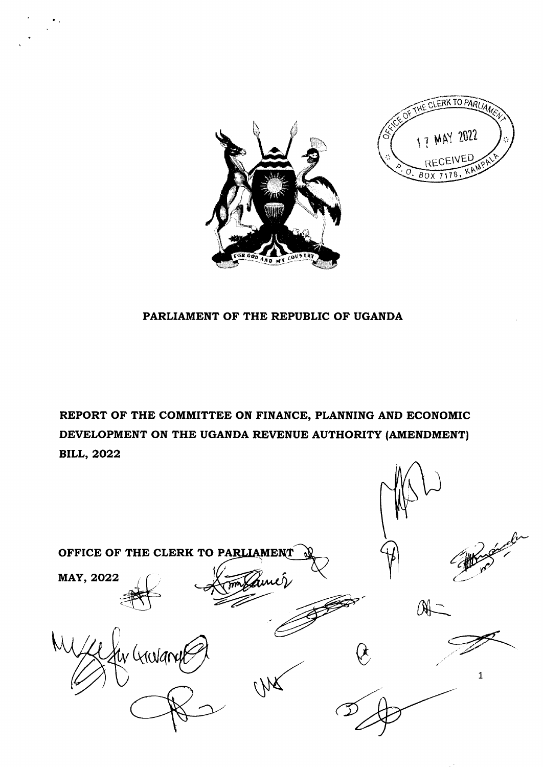**PARLIAMENT OF THE REPUBLIC OF UGANDA**

# REPORT OF THE COMMITTEE ON FINANCE, PLANNING AND ECONOMIC DEVELOPMENT ON THE UGANDA REVENUE AUTHORITY (AMENDMENT) BILL, 2022

**OFFICE OF THE CLERK TO PARLIAMENT**

**MAY, 2022**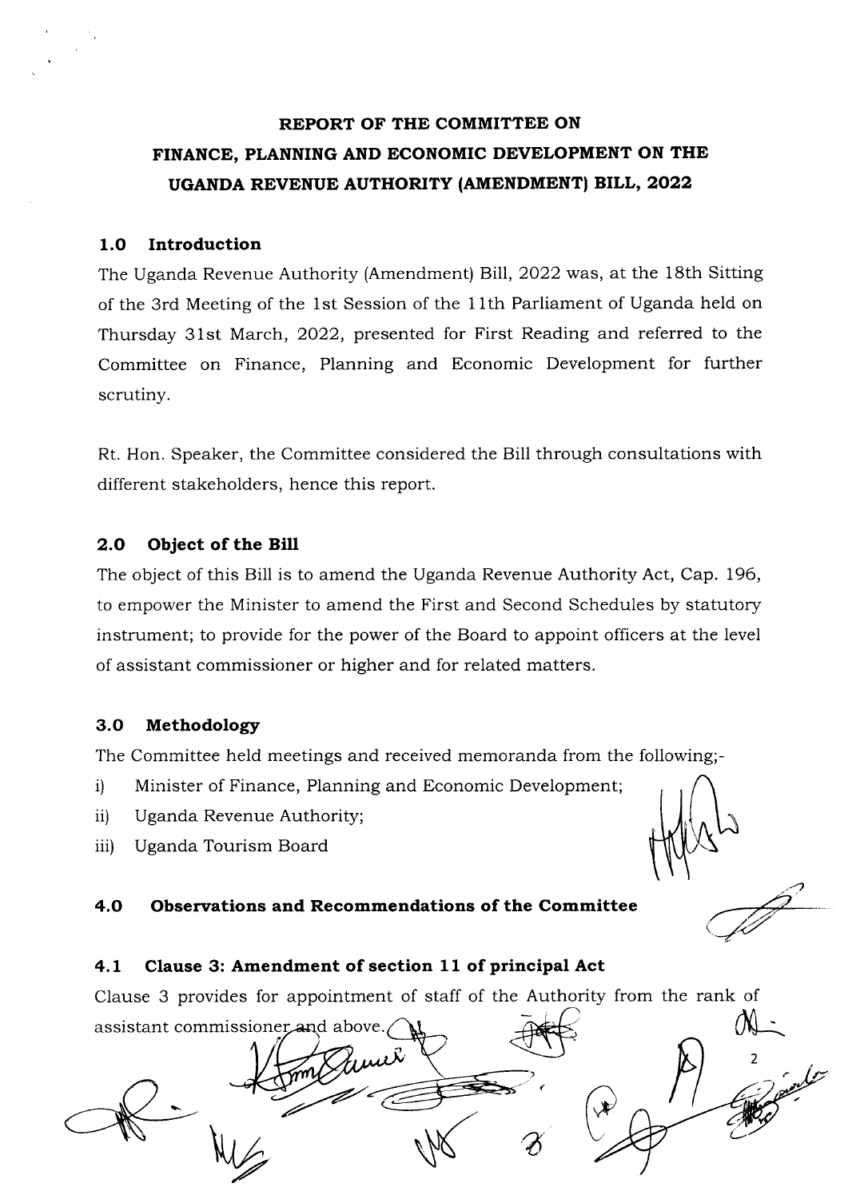# REPORT OF THE COMMITTEE ON FINANCE, PLANNING AND ECONOMIC DEVELOPMENT ON THE UGANDA REVENUE AUTHORITY (AMENDMENT) BILL, 2022

## 1.0 Introduction

The Uganda Revenue Authority (Amendment) Bill, 2022 was, at the 18th Sitting of the 3rd Meeting of the 1st Session of the 11th Parliament of Uganda held on Thursday 31st March, 2022, presented for First Reading and referred to the Committee on Finance, Planning and Economic Development for further scrutiny.

Rt. Hon. Speaker, the Committee considered the Bill through consultations with different stakeholders, hence this report.

## 2.0 Object of the Bill

The object of this Bill is to amend the Uganda Revenue Authority Act, Cap. 196, to empower the Minister to amend the First and Second Schedules by statutory instrument; to provide for the power of the Board to appoint officers at the level of assistant commissioner or higher and for related matters.

## 3.0 Methodology

The Committee held meetings and received memoranda from the following;-

i) Minister of Finance, Planning and Economic Development;
ii) Uganda Revenue Authority;
iii) Uganda Tourism Board

## 4.0 Observations and Recommendations of the Committee

### 4.1 Clause 3: Amendment of section 11 of principal Act

Clause 3 provides for appointment of staff of the Authority from the rank of assistant commissioner and above.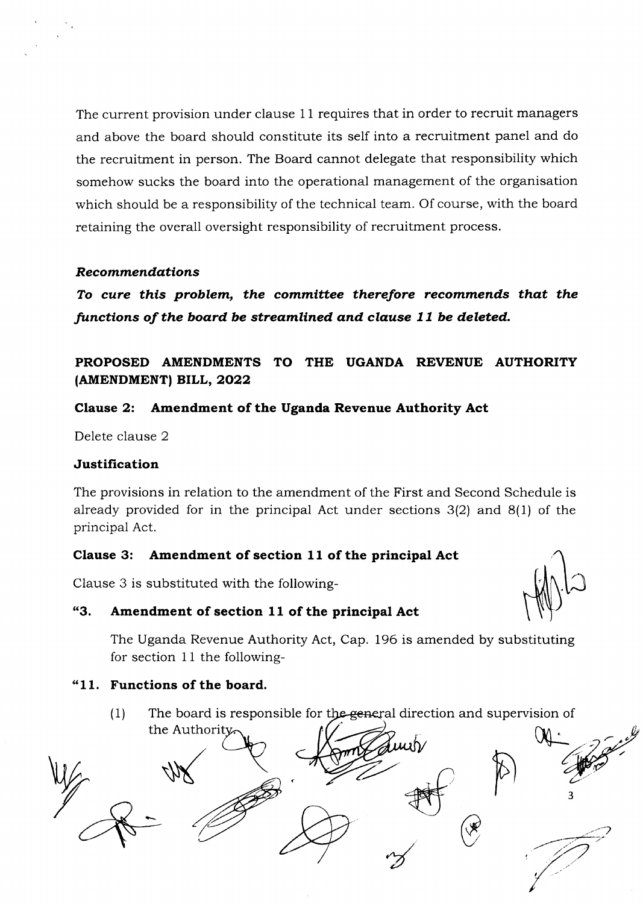The current provision under clause 11 requires that in order to recruit managers and above the board should constitute its self into a recruitment panel and do the recruitment in person. The Board cannot delegate that responsibility which somehow sucks the board into the operational management of the organisation which should be a responsibility of the technical team. Of course, with the board retaining the overall oversight responsibility of recruitment process.

***Recommendations***

***To cure this problem, the committee therefore recommends that the functions of the board be streamlined and clause 11 be deleted.***

## PROPOSED AMENDMENTS TO THE UGANDA REVENUE AUTHORITY (AMENDMENT) BILL, 2022

### Clause 2: Amendment of the Uganda Revenue Authority Act

Delete clause 2

**Justification**

The provisions in relation to the amendment of the First and Second Schedule is already provided for in the principal Act under sections 3(2) and 8(1) of the principal Act.

### Clause 3: Amendment of section 11 of the principal Act

Clause 3 is substituted with the following-

**"3. Amendment of section 11 of the principal Act**

The Uganda Revenue Authority Act, Cap. 196 is amended by substituting for section 11 the following-

**"11. Functions of the board.**

(1) The board is responsible for the general direction and supervision of the Authority.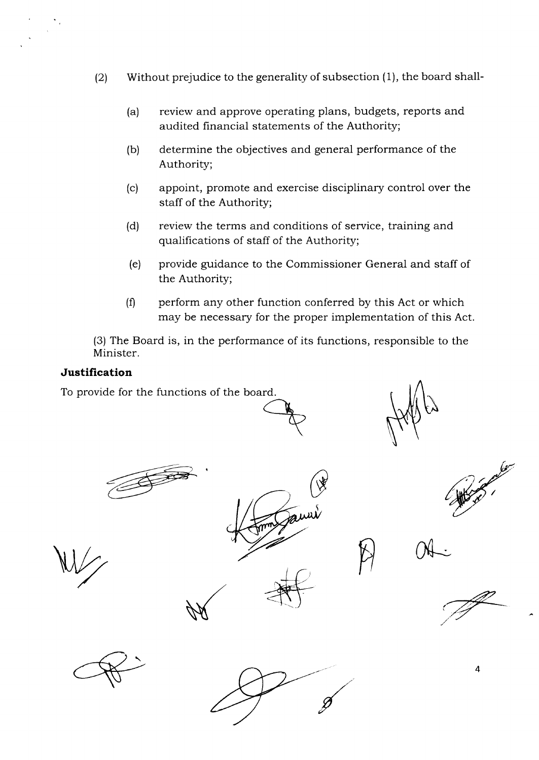(2) Without prejudice to the generality of subsection (1), the board shall-

- (a) review and approve operating plans, budgets, reports and audited financial statements of the Authority;
- (b) determine the objectives and general performance of the Authority;
- (c) appoint, promote and exercise disciplinary control over the staff of the Authority;
- (d) review the terms and conditions of service, training and qualifications of staff of the Authority;
- (e) provide guidance to the Commissioner General and staff of the Authority;
- (f) perform any other function conferred by this Act or which may be necessary for the proper implementation of this Act.

(3) The Board is, in the performance of its functions, responsible to the Minister.

**Justification**

To provide for the functions of the board.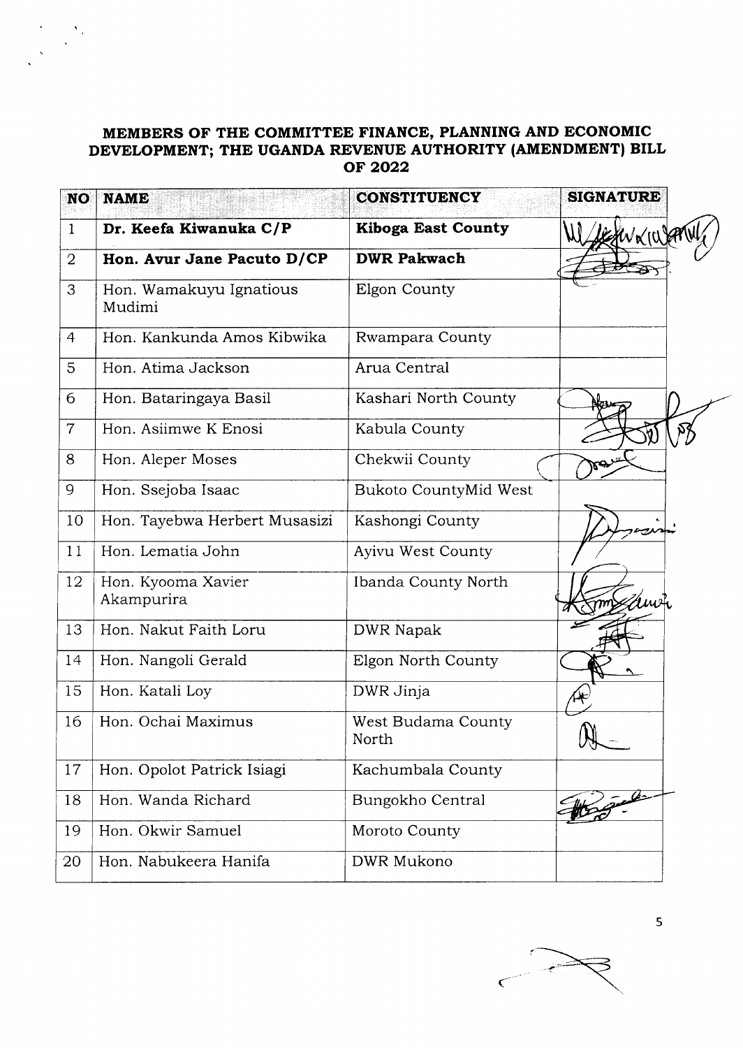**MEMBERS OF THE COMMITTEE FINANCE, PLANNING AND ECONOMIC DEVELOPMENT; THE UGANDA REVENUE AUTHORITY (AMENDMENT) BILL OF 2022**

| NO | NAME | CONSTITUENCY | SIGNATURE |
|---|---|---|---|
| 1 | **Dr. Keefa Kiwanuka C/P** | **Kiboga East County** | |
| 2 | **Hon. Avur Jane Pacuto D/CP** | **DWR Pakwach** | |
| 3 | Hon. Wamakuyu Ignatious Mudimi | Elgon County | |
| 4 | Hon. Kankunda Amos Kibwika | Rwampara County | |
| 5 | Hon. Atima Jackson | Arua Central | |
| 6 | Hon. Bataringaya Basil | Kashari North County | |
| 7 | Hon. Asiimwe K Enosi | Kabula County | |
| 8 | Hon. Aleper Moses | Chekwii County | |
| 9 | Hon. Ssejoba Isaac | Bukoto CountyMid West | |
| 10 | Hon. Tayebwa Herbert Musasizi | Kashongi County | |
| 11 | Hon. Lematia John | Ayivu West County | |
| 12 | Hon. Kyooma Xavier Akampurira | Ibanda County North | |
| 13 | Hon. Nakut Faith Loru | DWR Napak | |
| 14 | Hon. Nangoli Gerald | Elgon North County | |
| 15 | Hon. Katali Loy | DWR Jinja | |
| 16 | Hon. Ochai Maximus | West Budama County North | |
| 17 | Hon. Opolot Patrick Isiagi | Kachumbala County | |
| 18 | Hon. Wanda Richard | Bungokho Central | |
| 19 | Hon. Okwir Samuel | Moroto County | |
| 20 | Hon. Nabukeera Hanifa | DWR Mukono | |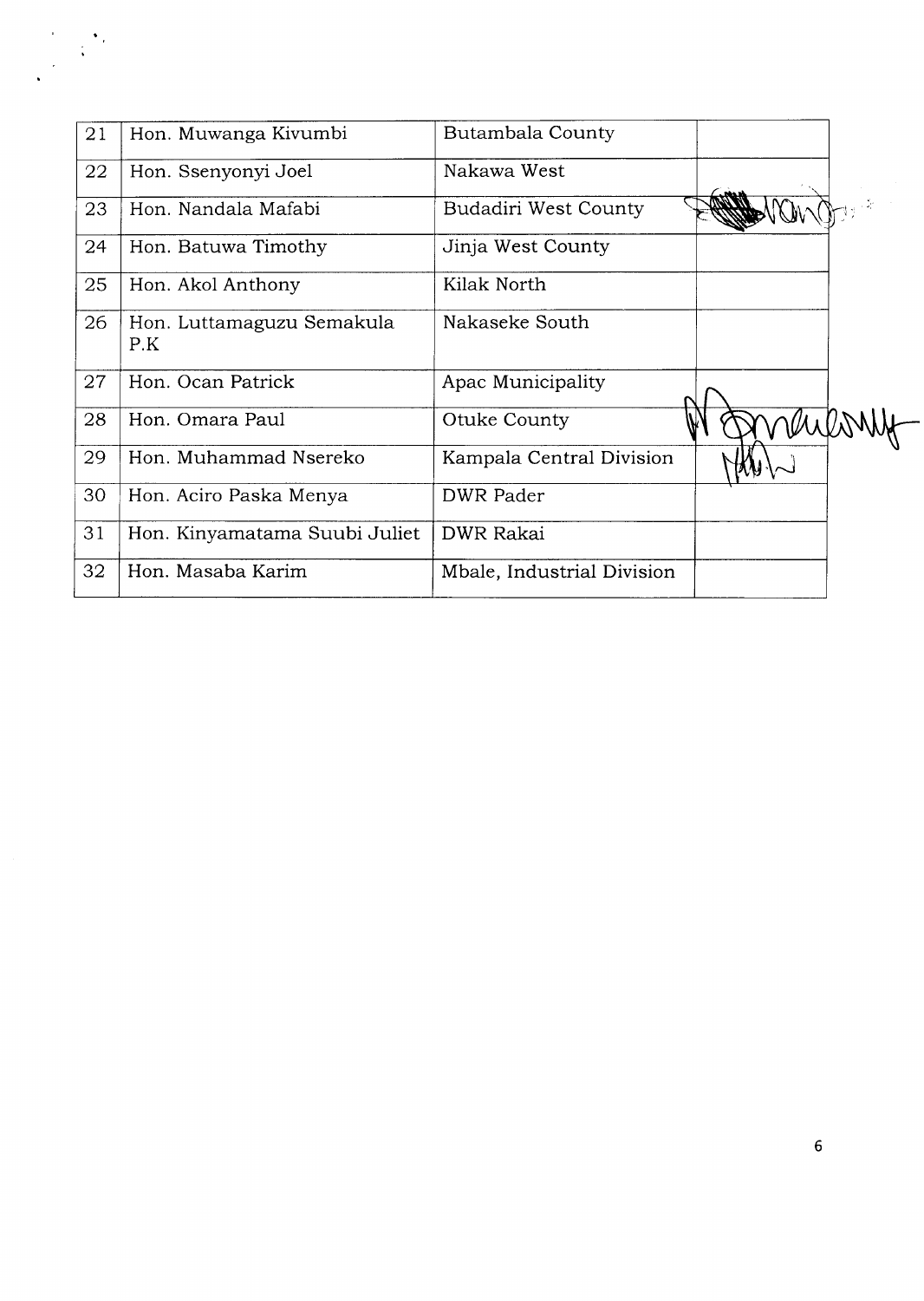| 21 | Hon. Muwanga Kivumbi | Butambala County | |
|---|---|---|---|
| 22 | Hon. Ssenyonyi Joel | Nakawa West | |
| 23 | Hon. Nandala Mafabi | Budadiri West County | |
| 24 | Hon. Batuwa Timothy | Jinja West County | |
| 25 | Hon. Akol Anthony | Kilak North | |
| 26 | Hon. Luttamaguzu Semakula P.K | Nakaseke South | |
| 27 | Hon. Ocan Patrick | Apac Municipality | |
| 28 | Hon. Omara Paul | Otuke County | |
| 29 | Hon. Muhammad Nsereko | Kampala Central Division | |
| 30 | Hon. Aciro Paska Menya | DWR Pader | |
| 31 | Hon. Kinyamatama Suubi Juliet | DWR Rakai | |
| 32 | Hon. Masaba Karim | Mbale, Industrial Division | |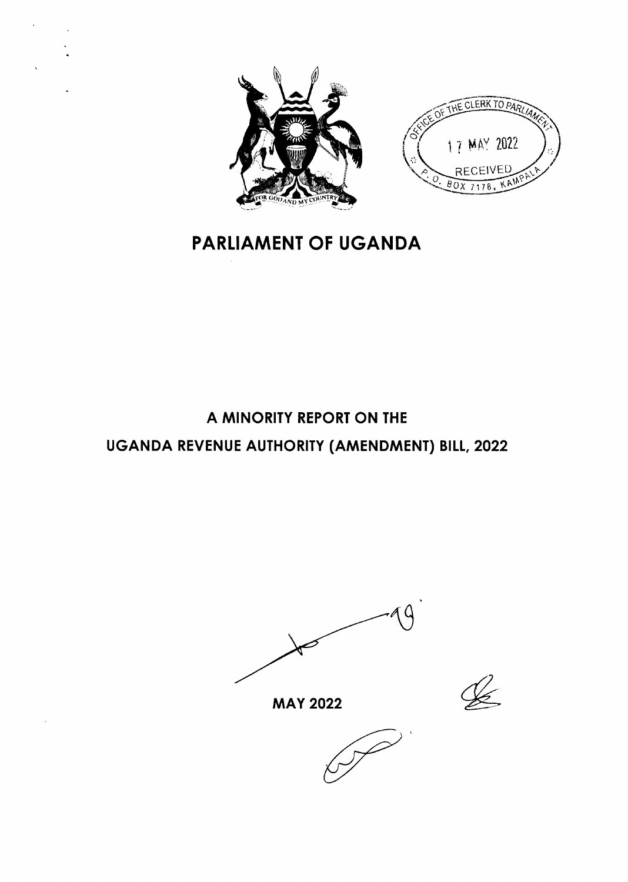# PARLIAMENT OF UGANDA

## A MINORITY REPORT ON THE UGANDA REVENUE AUTHORITY (AMENDMENT) BILL, 2022

MAY 2022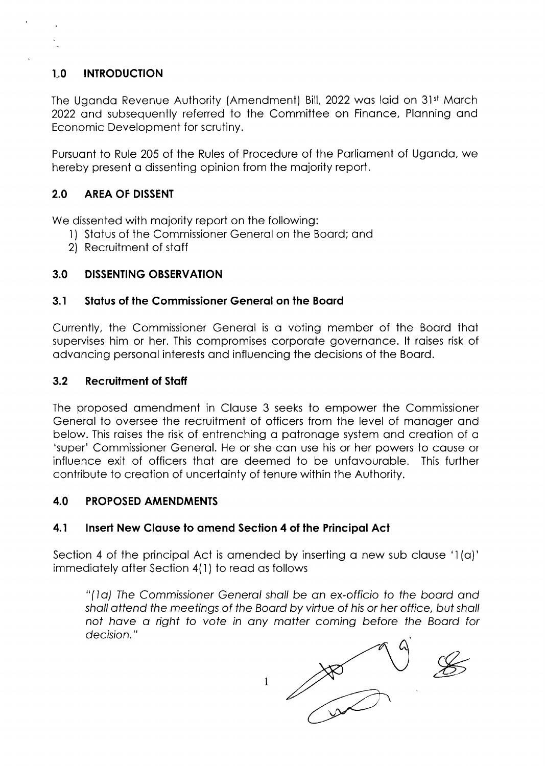## 1.0 INTRODUCTION

The Uganda Revenue Authority (Amendment) Bill, 2022 was laid on 31st March 2022 and subsequently referred to the Committee on Finance, Planning and Economic Development for scrutiny.

Pursuant to Rule 205 of the Rules of Procedure of the Parliament of Uganda, we hereby present a dissenting opinion from the majority report.

## 2.0 AREA OF DISSENT

We dissented with majority report on the following:

1) Status of the Commissioner General on the Board; and
2) Recruitment of staff

## 3.0 DISSENTING OBSERVATION

### 3.1 Status of the Commissioner General on the Board

Currently, the Commissioner General is a voting member of the Board that supervises him or her. This compromises corporate governance. It raises risk of advancing personal interests and influencing the decisions of the Board.

### 3.2 Recruitment of Staff

The proposed amendment in Clause 3 seeks to empower the Commissioner General to oversee the recruitment of officers from the level of manager and below. This raises the risk of entrenching a patronage system and creation of a 'super' Commissioner General. He or she can use his or her powers to cause or influence exit of officers that are deemed to be unfavourable. This further contribute to creation of uncertainty of tenure within the Authority.

## 4.0 PROPOSED AMENDMENTS

### 4.1 Insert New Clause to amend Section 4 of the Principal Act

Section 4 of the principal Act is amended by inserting a new sub clause '1(a)' immediately after Section 4(1) to read as follows

> *"(1a) The Commissioner General shall be an ex-officio to the board and shall attend the meetings of the Board by virtue of his or her office, but shall not have a right to vote in any matter coming before the Board for decision."*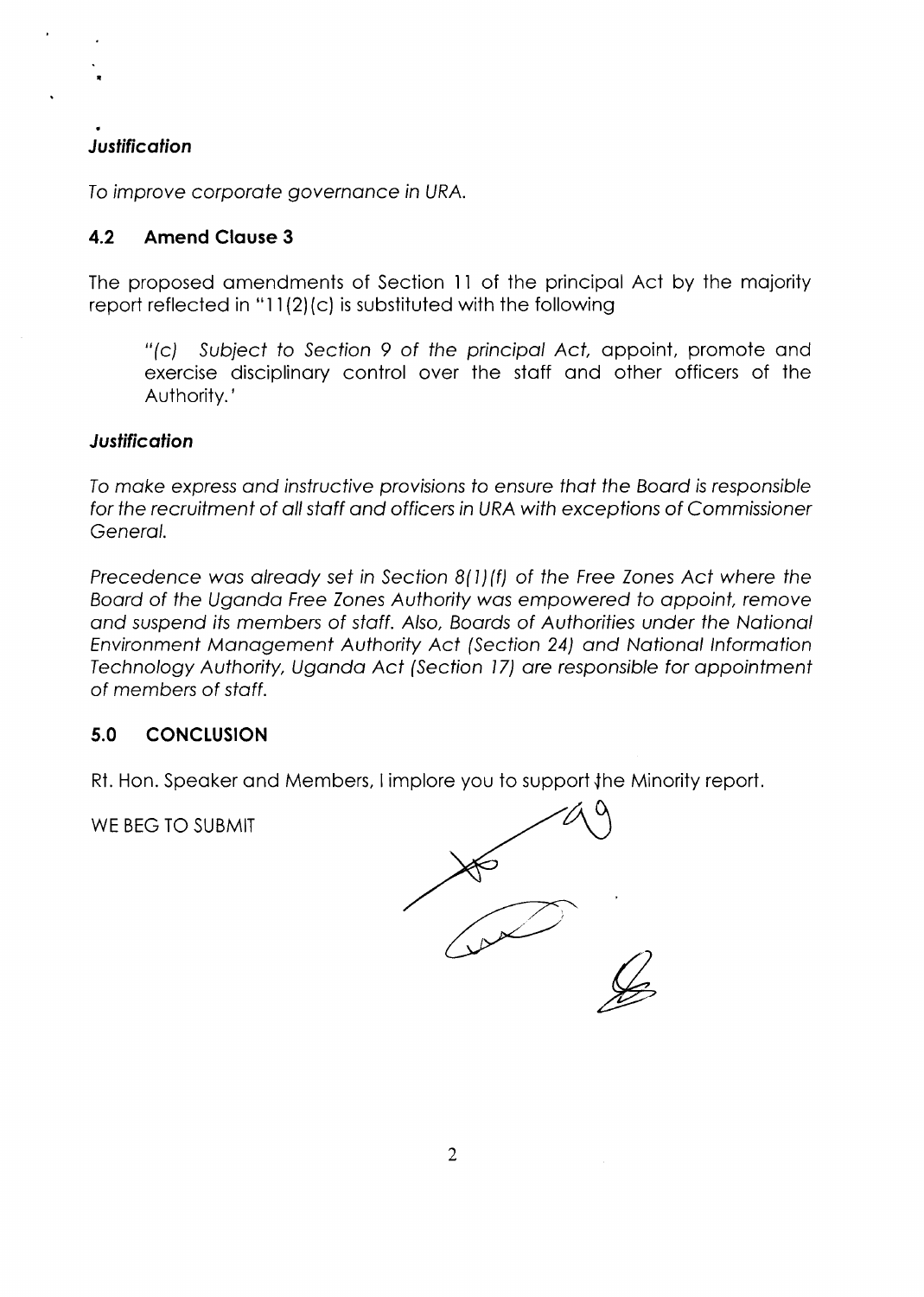***Justification***

*To improve corporate governance in URA.*

### 4.2 Amend Clause 3

The proposed amendments of Section 11 of the principal Act by the majority report reflected in "11(2)(c) is substituted with the following

> "(c) *Subject to Section 9 of the principal Act,* appoint, promote and exercise disciplinary control over the staff and other officers of the Authority.'

***Justification***

*To make express and instructive provisions to ensure that the Board is responsible for the recruitment of all staff and officers in URA with exceptions of Commissioner General.*

*Precedence was already set in Section 8(1)(f) of the Free Zones Act where the Board of the Uganda Free Zones Authority was empowered to appoint, remove and suspend its members of staff. Also, Boards of Authorities under the National Environment Management Authority Act (Section 24) and National Information Technology Authority, Uganda Act (Section 17) are responsible for appointment of members of staff.*

### 5.0 CONCLUSION

Rt. Hon. Speaker and Members, I implore you to support the Minority report.

WE BEG TO SUBMIT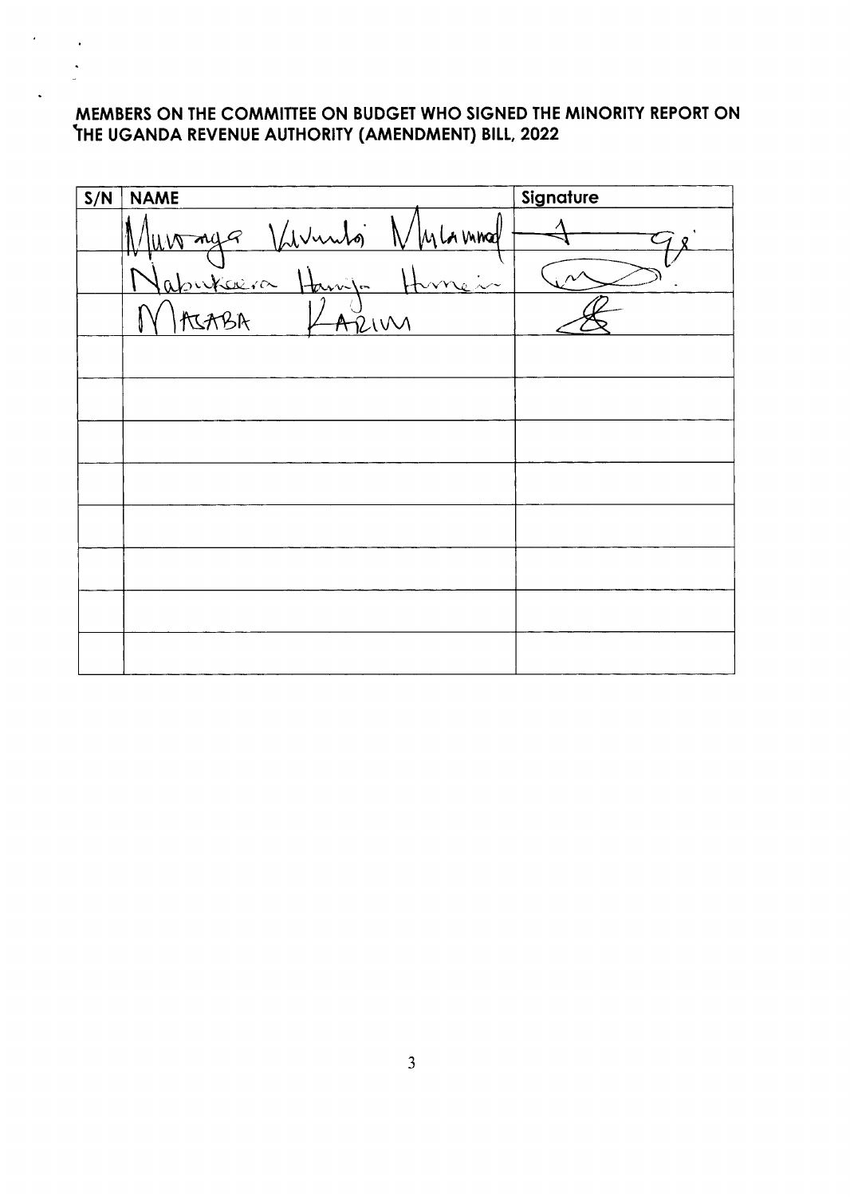**MEMBERS ON THE COMMITTEE ON BUDGET WHO SIGNED THE MINORITY REPORT ON THE UGANDA REVENUE AUTHORITY (AMENDMENT) BILL, 2022**

| S/N | NAME | Signature |
| --- | --- | --- |
| | Muwanga Kivumbi Muhammad | |
| | Nabukeera Hanifa Hussein | |
| | MASABA KARIM | |
| | | |
| | | |
| | | |
| | | |
| | | |
| | | |
| | | |
| | | |